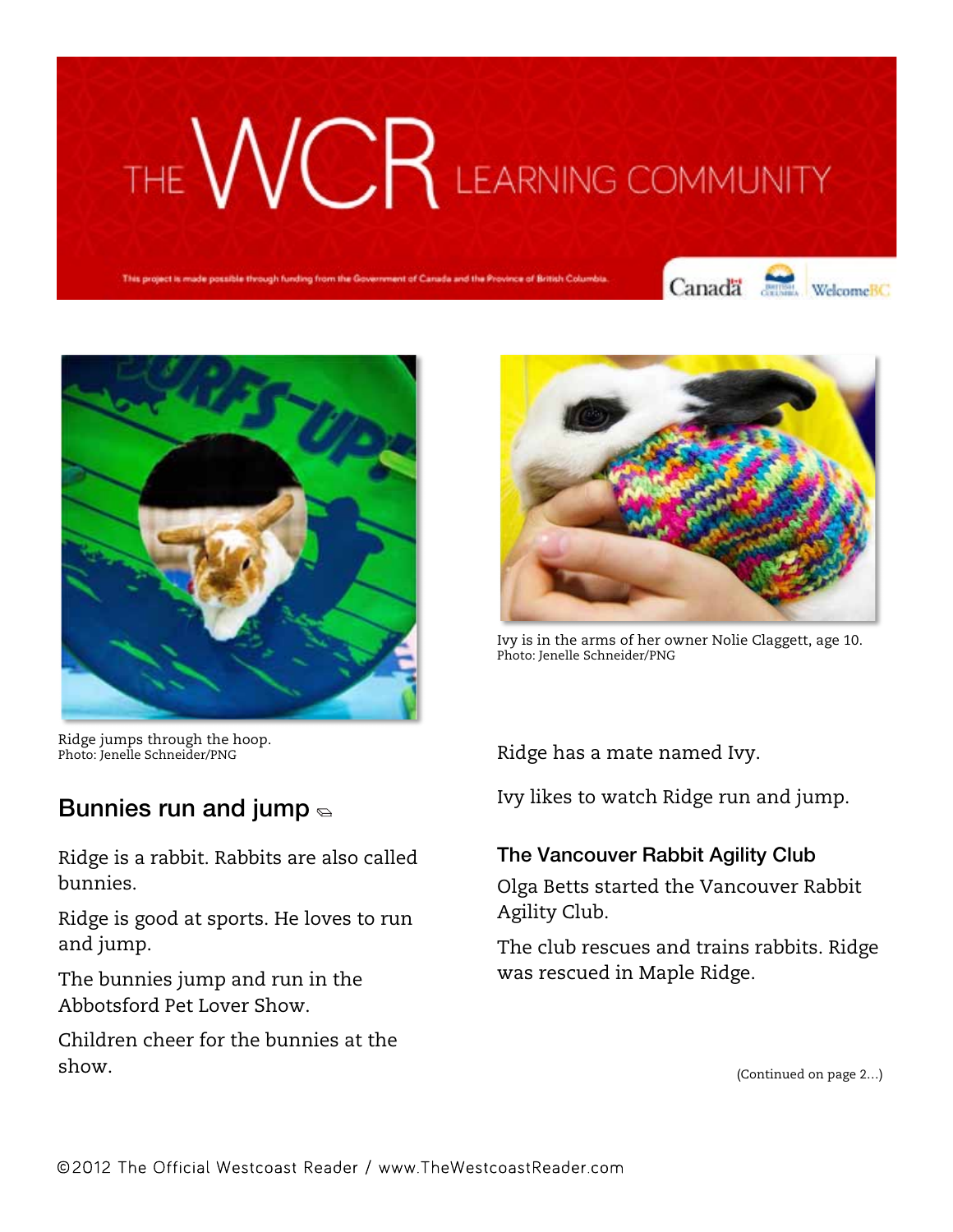Ridge jumps through the hoop.
Photo: Jenelle Schneider/PNG

Ivy is in the arms of her owner Nolie Claggett, age 10.
Photo: Jenelle Schneider/PNG

## Bunnies run and jump

Ridge is a rabbit. Rabbits are also called bunnies.

Ridge is good at sports. He loves to run and jump.

The bunnies jump and run in the Abbotsford Pet Lover Show.

Children cheer for the bunnies at the show.

Ridge has a mate named Ivy.

Ivy likes to watch Ridge run and jump.

### The Vancouver Rabbit Agility Club

Olga Betts started the Vancouver Rabbit Agility Club.

The club rescues and trains rabbits. Ridge was rescued in Maple Ridge.

(Continued on page 2...)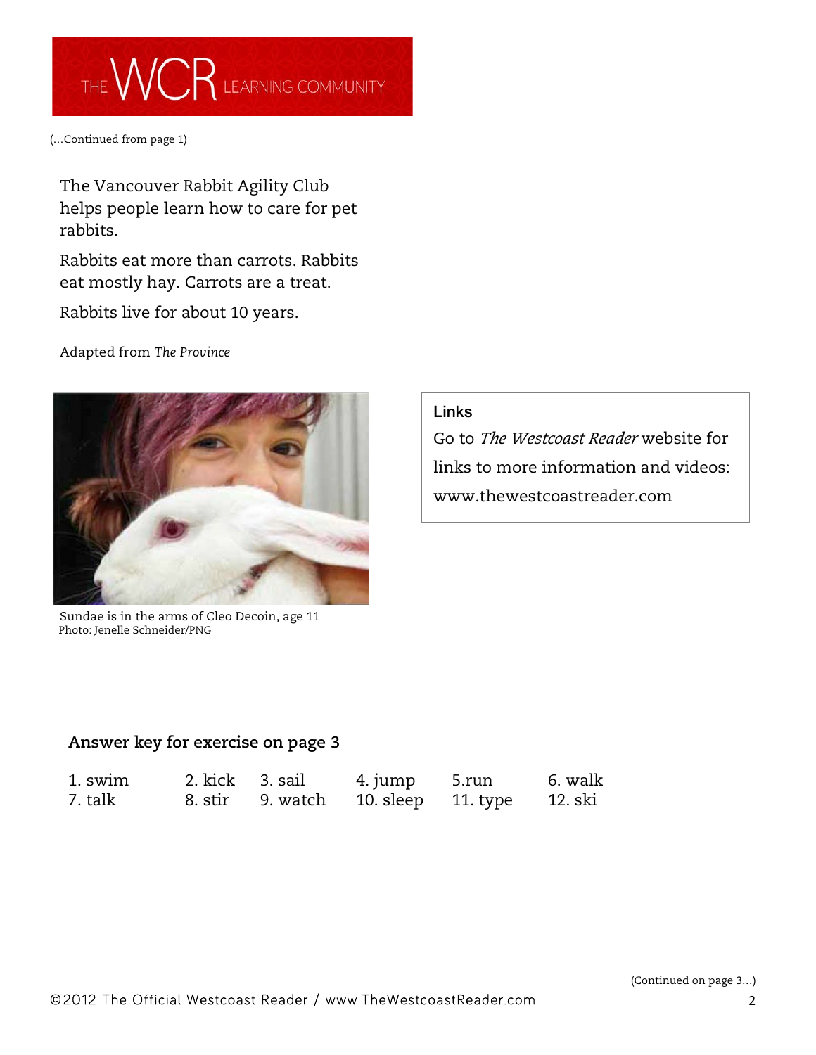(...Continued from page 1)

The Vancouver Rabbit Agility Club helps people learn how to care for pet rabbits.

Rabbits eat more than carrots. Rabbits eat mostly hay. Carrots are a treat.

Rabbits live for about 10 years.

Adapted from *The Province*

Sundae is in the arms of Cleo Decoin, age 11
Photo: Jenelle Schneider/PNG

**Links**

Go to *The Westcoast Reader* website for links to more information and videos: www.thewestcoastreader.com

**Answer key for exercise on page 3**

| | | | | | |
|---|---|---|---|---|---|
| 1. swim | 2. kick | 3. sail | 4. jump | 5.run | 6. walk |
| 7. talk | 8. stir | 9. watch | 10. sleep | 11. type | 12. ski |

(Continued on page 3...)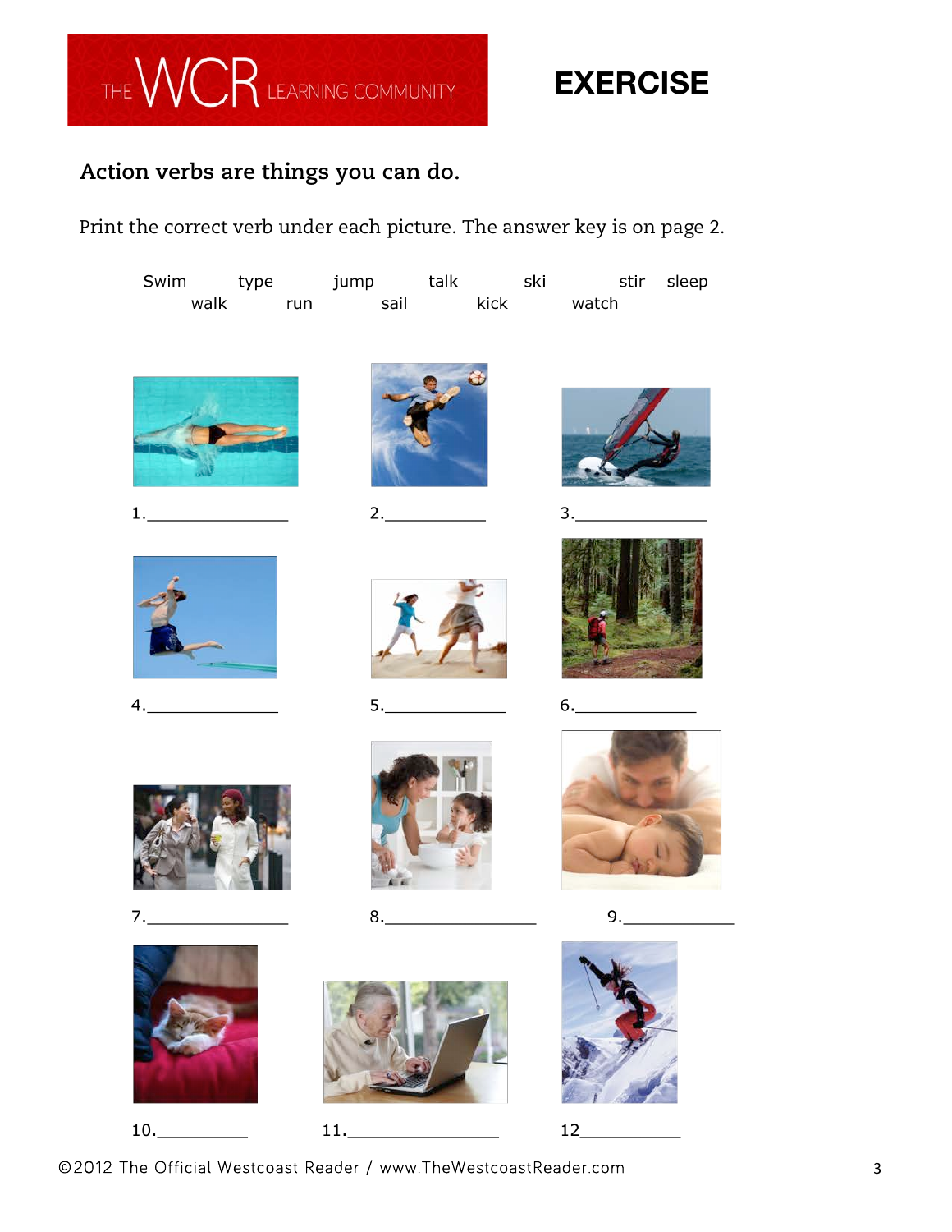THE WCR LEARNING COMMUNITY

# EXERCISE

## Action verbs are things you can do.

Print the correct verb under each picture. The answer key is on page 2.

Swim type jump talk ski stir sleep
walk run sail kick watch

1.________________

2.___________

3.______________

4.______________

5.______________

6._____________

7.________________

8.__________________

9.____________

10.__________

11.________________

12___________

©2012 The Official Westcoast Reader / www.TheWestcoastReader.com